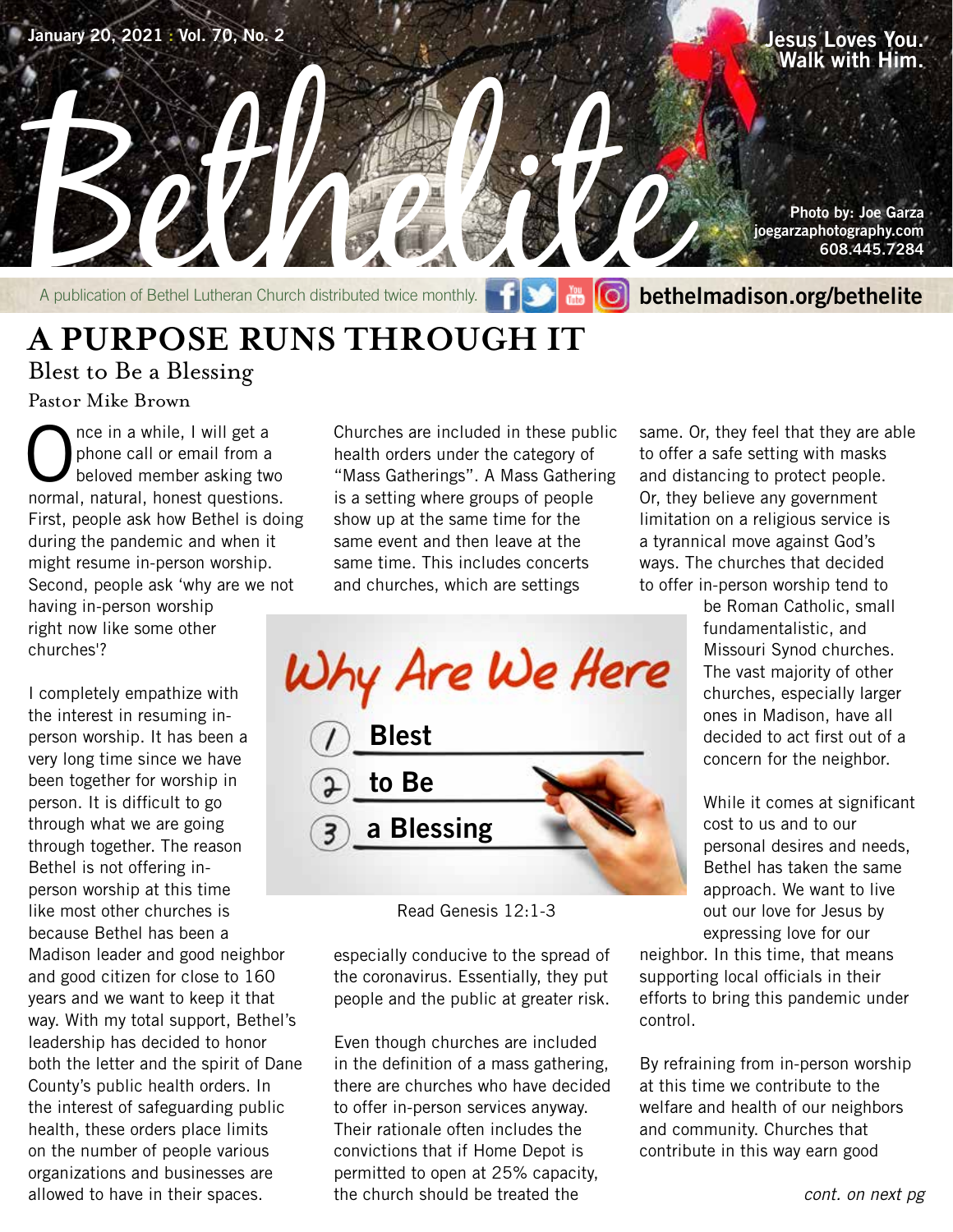January 20, 2021 : Vol. 70, No. 2

# Bethelite

Jesus Loves You. Walk with Him.

Photo by: Joe Garza
joegarzaphotography.com
608.445.7284

A publication of Bethel Lutheran Church distributed twice monthly. bethelmadison.org/bethelite

## A PURPOSE RUNS THROUGH IT

### Blest to Be a Blessing

Pastor Mike Brown

Once in a while, I will get a phone call or email from a beloved member asking two normal, natural, honest questions. First, people ask how Bethel is doing during the pandemic and when it might resume in-person worship. Second, people ask 'why are we not having in-person worship right now like some other churches'?

I completely empathize with the interest in resuming in-person worship. It has been a very long time since we have been together for worship in person. It is difficult to go through what we are going through together. The reason Bethel is not offering in-person worship at this time like most other churches is because Bethel has been a Madison leader and good neighbor and good citizen for close to 160 years and we want to keep it that way. With my total support, Bethel's leadership has decided to honor both the letter and the spirit of Dane County's public health orders. In the interest of safeguarding public health, these orders place limits on the number of people various organizations and businesses are allowed to have in their spaces.

Churches are included in these public health orders under the category of "Mass Gatherings". A Mass Gathering is a setting where groups of people show up at the same time for the same event and then leave at the same time. This includes concerts and churches, which are settings especially conducive to the spread of the coronavirus. Essentially, they put people and the public at greater risk.

Why Are We Here
1. Blest
2. to Be
3. a Blessing

Read Genesis 12:1-3

Even though churches are included in the definition of a mass gathering, there are churches who have decided to offer in-person services anyway. Their rationale often includes the convictions that if Home Depot is permitted to open at 25% capacity, the church should be treated the same. Or, they feel that they are able to offer a safe setting with masks and distancing to protect people. Or, they believe any government limitation on a religious service is a tyrannical move against God's ways. The churches that decided to offer in-person worship tend to be Roman Catholic, small fundamentalist, and Missouri Synod churches. The vast majority of other churches, especially larger ones in Madison, have all decided to act first out of a concern for the neighbor.

While it comes at significant cost to us and to our personal desires and needs, Bethel has taken the same approach. We want to live out our love for Jesus by expressing love for our neighbor. In this time, that means supporting local officials in their efforts to bring this pandemic under control.

By refraining from in-person worship at this time we contribute to the welfare and health of our neighbors and community. Churches that contribute in this way earn good

*cont. on next pg*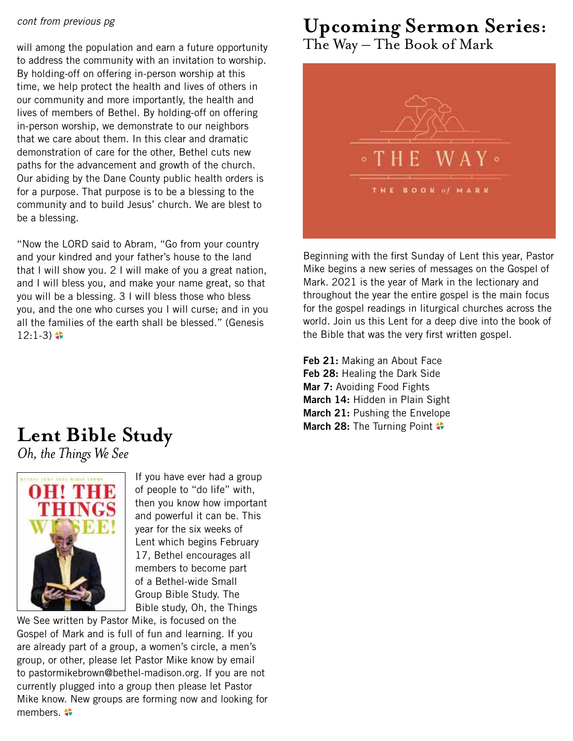*cont from previous pg*

will among the population and earn a future opportunity to address the community with an invitation to worship. By holding-off on offering in-person worship at this time, we help protect the health and lives of others in our community and more importantly, the health and lives of members of Bethel. By holding-off on offering in-person worship, we demonstrate to our neighbors that we care about them. In this clear and dramatic demonstration of care for the other, Bethel cuts new paths for the advancement and growth of the church. Our abiding by the Dane County public health orders is for a purpose. That purpose is to be a blessing to the community and to build Jesus' church. We are blest to be a blessing.

"Now the LORD said to Abram, "Go from your country and your kindred and your father's house to the land that I will show you. 2 I will make of you a great nation, and I will bless you, and make your name great, so that you will be a blessing. 3 I will bless those who bless you, and the one who curses you I will curse; and in you all the families of the earth shall be blessed." (Genesis 12:1-3)

# Lent Bible Study

*Oh, the Things We See*

If you have ever had a group of people to "do life" with, then you know how important and powerful it can be. This year for the six weeks of Lent which begins February 17, Bethel encourages all members to become part of a Bethel-wide Small Group Bible Study. The Bible study, Oh, the Things We See written by Pastor Mike, is focused on the Gospel of Mark and is full of fun and learning. If you are already part of a group, a women's circle, a men's group, or other, please let Pastor Mike know by email to pastormikebrown@bethel-madison.org. If you are not currently plugged into a group then please let Pastor Mike know. New groups are forming now and looking for members.

# Upcoming Sermon Series:

The Way – The Book of Mark

Beginning with the first Sunday of Lent this year, Pastor Mike begins a new series of messages on the Gospel of Mark. 2021 is the year of Mark in the lectionary and throughout the year the entire gospel is the main focus for the gospel readings in liturgical churches across the world. Join us this Lent for a deep dive into the book of the Bible that was the very first written gospel.

**Feb 21:** Making an About Face
**Feb 28:** Healing the Dark Side
**Mar 7:** Avoiding Food Fights
**March 14:** Hidden in Plain Sight
**March 21:** Pushing the Envelope
**March 28:** The Turning Point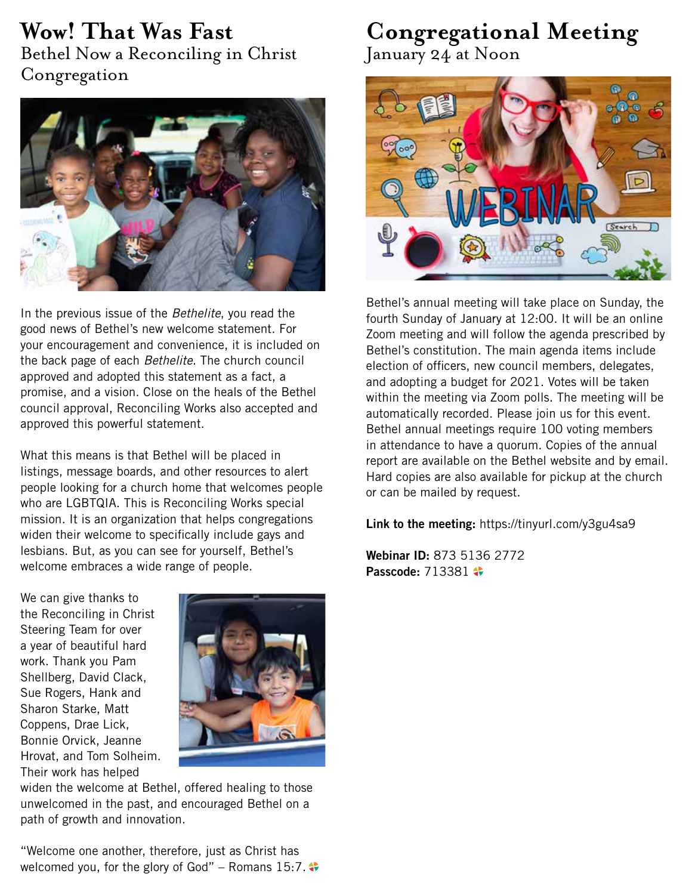# Wow! That Was Fast

## Bethel Now a Reconciling in Christ Congregation

In the previous issue of the *Bethelite*, you read the good news of Bethel's new welcome statement. For your encouragement and convenience, it is included on the back page of each *Bethelite*. The church council approved and adopted this statement as a fact, a promise, and a vision. Close on the heals of the Bethel council approval, Reconciling Works also accepted and approved this powerful statement.

What this means is that Bethel will be placed in listings, message boards, and other resources to alert people looking for a church home that welcomes people who are LGBTQIA. This is Reconciling Works special mission. It is an organization that helps congregations widen their welcome to specifically include gays and lesbians. But, as you can see for yourself, Bethel's welcome embraces a wide range of people.

We can give thanks to the Reconciling in Christ Steering Team for over a year of beautiful hard work. Thank you Pam Shellberg, David Clack, Sue Rogers, Hank and Sharon Starke, Matt Coppens, Drae Lick, Bonnie Orvick, Jeanne Hrovat, and Tom Solheim. Their work has helped widen the welcome at Bethel, offered healing to those unwelcomed in the past, and encouraged Bethel on a path of growth and innovation.

"Welcome one another, therefore, just as Christ has welcomed you, for the glory of God" – Romans 15:7.

# Congregational Meeting

## January 24 at Noon

Bethel's annual meeting will take place on Sunday, the fourth Sunday of January at 12:00. It will be an online Zoom meeting and will follow the agenda prescribed by Bethel's constitution. The main agenda items include election of officers, new council members, delegates, and adopting a budget for 2021. Votes will be taken within the meeting via Zoom polls. The meeting will be automatically recorded. Please join us for this event. Bethel annual meetings require 100 voting members in attendance to have a quorum. Copies of the annual report are available on the Bethel website and by email. Hard copies are also available for pickup at the church or can be mailed by request.

**Link to the meeting:** https://tinyurl.com/y3gu4sa9

**Webinar ID:** 873 5136 2772
**Passcode:** 713381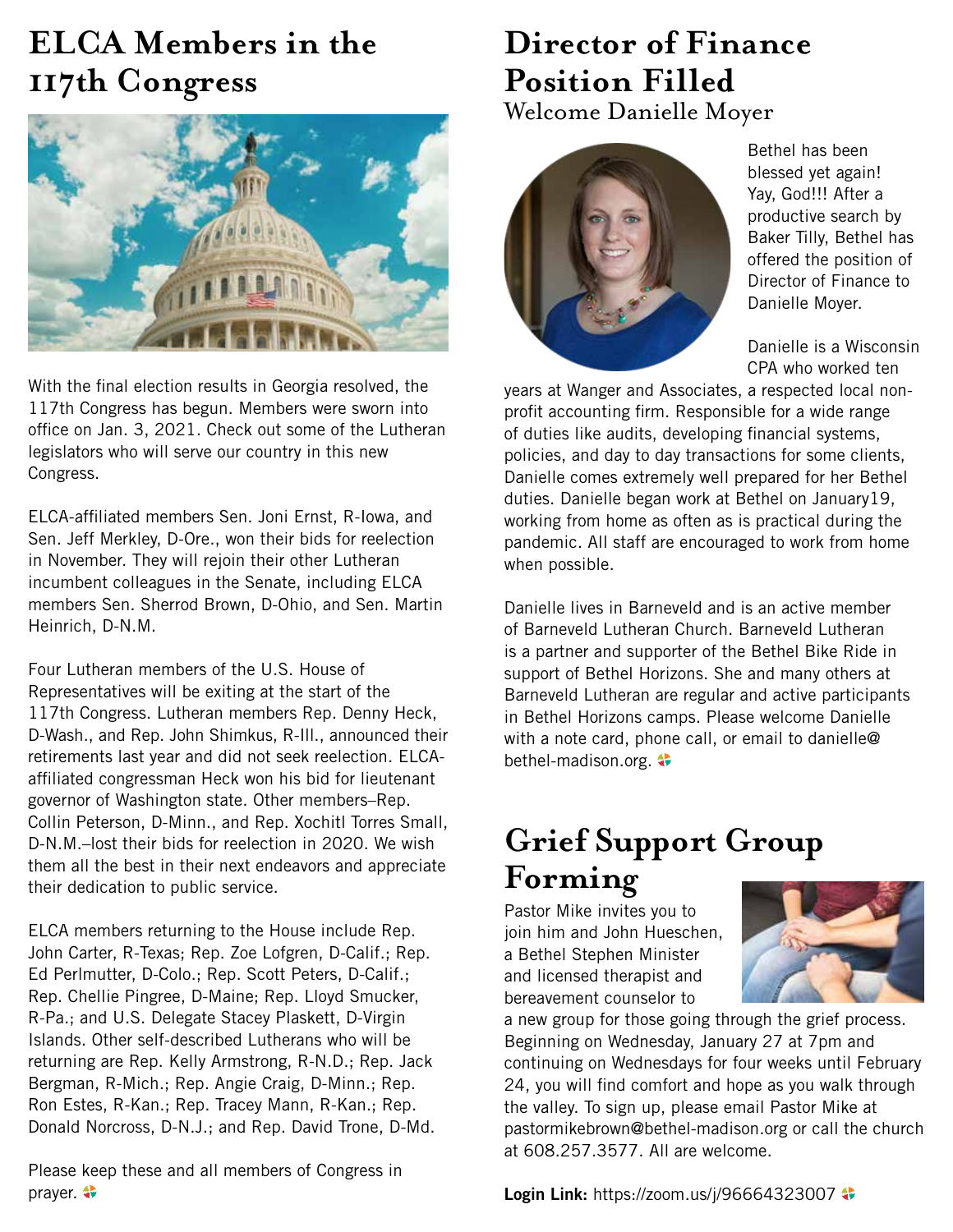# ELCA Members in the 117th Congress

With the final election results in Georgia resolved, the 117th Congress has begun. Members were sworn into office on Jan. 3, 2021. Check out some of the Lutheran legislators who will serve our country in this new Congress.

ELCA-affiliated members Sen. Joni Ernst, R-Iowa, and Sen. Jeff Merkley, D-Ore., won their bids for reelection in November. They will rejoin their other Lutheran incumbent colleagues in the Senate, including ELCA members Sen. Sherrod Brown, D-Ohio, and Sen. Martin Heinrich, D-N.M.

Four Lutheran members of the U.S. House of Representatives will be exiting at the start of the 117th Congress. Lutheran members Rep. Denny Heck, D-Wash., and Rep. John Shimkus, R-Ill., announced their retirements last year and did not seek reelection. ELCA-affiliated congressman Heck won his bid for lieutenant governor of Washington state. Other members–Rep. Collin Peterson, D-Minn., and Rep. Xochitl Torres Small, D-N.M.–lost their bids for reelection in 2020. We wish them all the best in their next endeavors and appreciate their dedication to public service.

ELCA members returning to the House include Rep. John Carter, R-Texas; Rep. Zoe Lofgren, D-Calif.; Rep. Ed Perlmutter, D-Colo.; Rep. Scott Peters, D-Calif.; Rep. Chellie Pingree, D-Maine; Rep. Lloyd Smucker, R-Pa.; and U.S. Delegate Stacey Plaskett, D-Virgin Islands. Other self-described Lutherans who will be returning are Rep. Kelly Armstrong, R-N.D.; Rep. Jack Bergman, R-Mich.; Rep. Angie Craig, D-Minn.; Rep. Ron Estes, R-Kan.; Rep. Tracey Mann, R-Kan.; Rep. Donald Norcross, D-N.J.; and Rep. David Trone, D-Md.

Please keep these and all members of Congress in prayer.

# Director of Finance Position Filled

## Welcome Danielle Moyer

Bethel has been blessed yet again! Yay, God!!! After a productive search by Baker Tilly, Bethel has offered the position of Director of Finance to Danielle Moyer.

Danielle is a Wisconsin CPA who worked ten years at Wanger and Associates, a respected local non-profit accounting firm. Responsible for a wide range of duties like audits, developing financial systems, policies, and day to day transactions for some clients, Danielle comes extremely well prepared for her Bethel duties. Danielle began work at Bethel on January19, working from home as often as is practical during the pandemic. All staff are encouraged to work from home when possible.

Danielle lives in Barneveld and is an active member of Barneveld Lutheran Church. Barneveld Lutheran is a partner and supporter of the Bethel Bike Ride in support of Bethel Horizons. She and many others at Barneveld Lutheran are regular and active participants in Bethel Horizons camps. Please welcome Danielle with a note card, phone call, or email to danielle@bethel-madison.org.

# Grief Support Group Forming

Pastor Mike invites you to join him and John Hueschen, a Bethel Stephen Minister and licensed therapist and bereavement counselor to a new group for those going through the grief process. Beginning on Wednesday, January 27 at 7pm and continuing on Wednesdays for four weeks until February 24, you will find comfort and hope as you walk through the valley. To sign up, please email Pastor Mike at pastormikebrown@bethel-madison.org or call the church at 608.257.3577. All are welcome.

**Login Link:** https://zoom.us/j/96664323007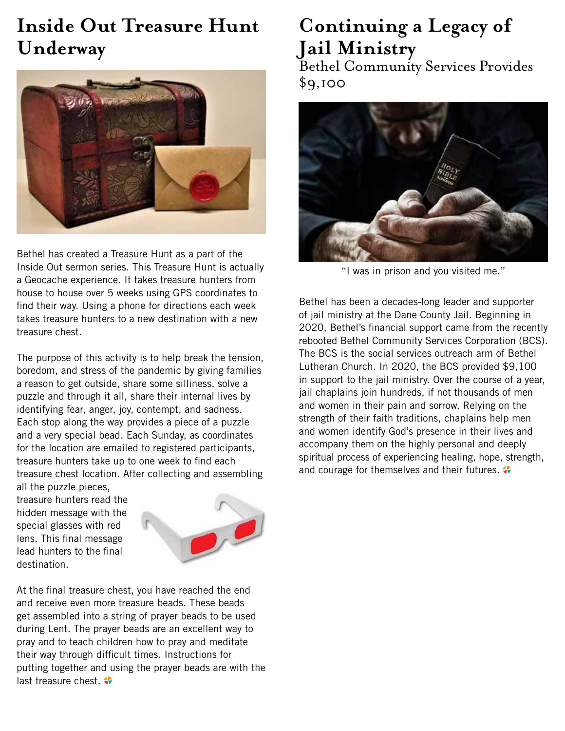## Inside Out Treasure Hunt Underway

Bethel has created a Treasure Hunt as a part of the Inside Out sermon series. This Treasure Hunt is actually a Geocache experience. It takes treasure hunters from house to house over 5 weeks using GPS coordinates to find their way. Using a phone for directions each week takes treasure hunters to a new destination with a new treasure chest.

The purpose of this activity is to help break the tension, boredom, and stress of the pandemic by giving families a reason to get outside, share some silliness, solve a puzzle and through it all, share their internal lives by identifying fear, anger, joy, contempt, and sadness. Each stop along the way provides a piece of a puzzle and a very special bead. Each Sunday, as coordinates for the location are emailed to registered participants, treasure hunters take up to one week to find each treasure chest location. After collecting and assembling all the puzzle pieces, treasure hunters read the hidden message with the special glasses with red lens. This final message lead hunters to the final destination.

At the final treasure chest, you have reached the end and receive even more treasure beads. These beads get assembled into a string of prayer beads to be used during Lent. The prayer beads are an excellent way to pray and to teach children how to pray and meditate their way through difficult times. Instructions for putting together and using the prayer beads are with the last treasure chest.

## Continuing a Legacy of Jail Ministry

### Bethel Community Services Provides $9,100

"I was in prison and you visited me."

Bethel has been a decades-long leader and supporter of jail ministry at the Dane County Jail. Beginning in 2020, Bethel's financial support came from the recently rebooted Bethel Community Services Corporation (BCS). The BCS is the social services outreach arm of Bethel Lutheran Church. In 2020, the BCS provided $9,100 in support to the jail ministry. Over the course of a year, jail chaplains join hundreds, if not thousands of men and women in their pain and sorrow. Relying on the strength of their faith traditions, chaplains help men and women identify God's presence in their lives and accompany them on the highly personal and deeply spiritual process of experiencing healing, hope, strength, and courage for themselves and their futures.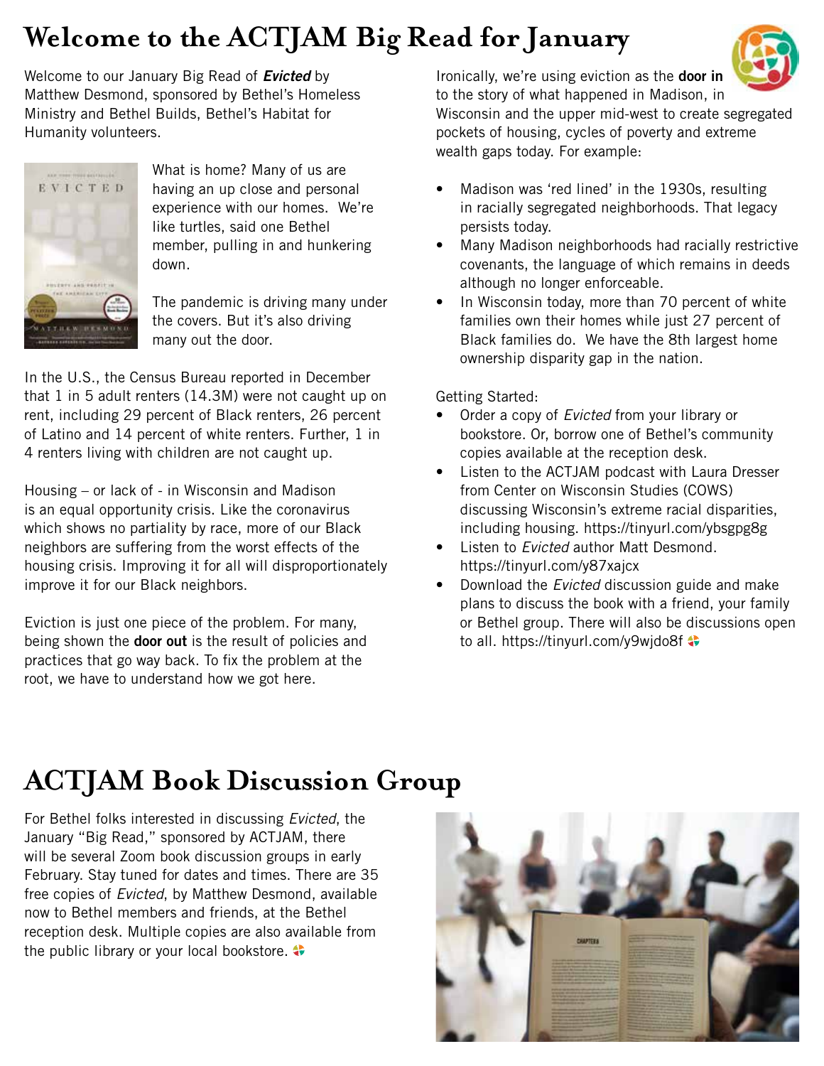# Welcome to the ACTJAM Big Read for January

Welcome to our January Big Read of ***Evicted*** by Matthew Desmond, sponsored by Bethel's Homeless Ministry and Bethel Builds, Bethel's Habitat for Humanity volunteers.

What is home? Many of us are having an up close and personal experience with our homes. We're like turtles, said one Bethel member, pulling in and hunkering down.

The pandemic is driving many under the covers. But it's also driving many out the door.

In the U.S., the Census Bureau reported in December that 1 in 5 adult renters (14.3M) were not caught up on rent, including 29 percent of Black renters, 26 percent of Latino and 14 percent of white renters. Further, 1 in 4 renters living with children are not caught up.

Housing – or lack of - in Wisconsin and Madison is an equal opportunity crisis. Like the coronavirus which shows no partiality by race, more of our Black neighbors are suffering from the worst effects of the housing crisis. Improving it for all will disproportionately improve it for our Black neighbors.

Eviction is just one piece of the problem. For many, being shown the **door out** is the result of policies and practices that go way back. To fix the problem at the root, we have to understand how we got here.

Ironically, we're using eviction as the **door in** to the story of what happened in Madison, in Wisconsin and the upper mid-west to create segregated pockets of housing, cycles of poverty and extreme wealth gaps today. For example:

- Madison was 'red lined' in the 1930s, resulting in racially segregated neighborhoods. That legacy persists today.
- Many Madison neighborhoods had racially restrictive covenants, the language of which remains in deeds although no longer enforceable.
- In Wisconsin today, more than 70 percent of white families own their homes while just 27 percent of Black families do. We have the 8th largest home ownership disparity gap in the nation.

Getting Started:

- Order a copy of *Evicted* from your library or bookstore. Or, borrow one of Bethel's community copies available at the reception desk.
- Listen to the ACTJAM podcast with Laura Dresser from Center on Wisconsin Studies (COWS) discussing Wisconsin's extreme racial disparities, including housing. https://tinyurl.com/ybsgpg8g
- Listen to *Evicted* author Matt Desmond. https://tinyurl.com/y87xajcx
- Download the *Evicted* discussion guide and make plans to discuss the book with a friend, your family or Bethel group. There will also be discussions open to all. https://tinyurl.com/y9wjdo8f

# ACTJAM Book Discussion Group

For Bethel folks interested in discussing *Evicted*, the January "Big Read," sponsored by ACTJAM, there will be several Zoom book discussion groups in early February. Stay tuned for dates and times. There are 35 free copies of *Evicted*, by Matthew Desmond, available now to Bethel members and friends, at the Bethel reception desk. Multiple copies are also available from the public library or your local bookstore.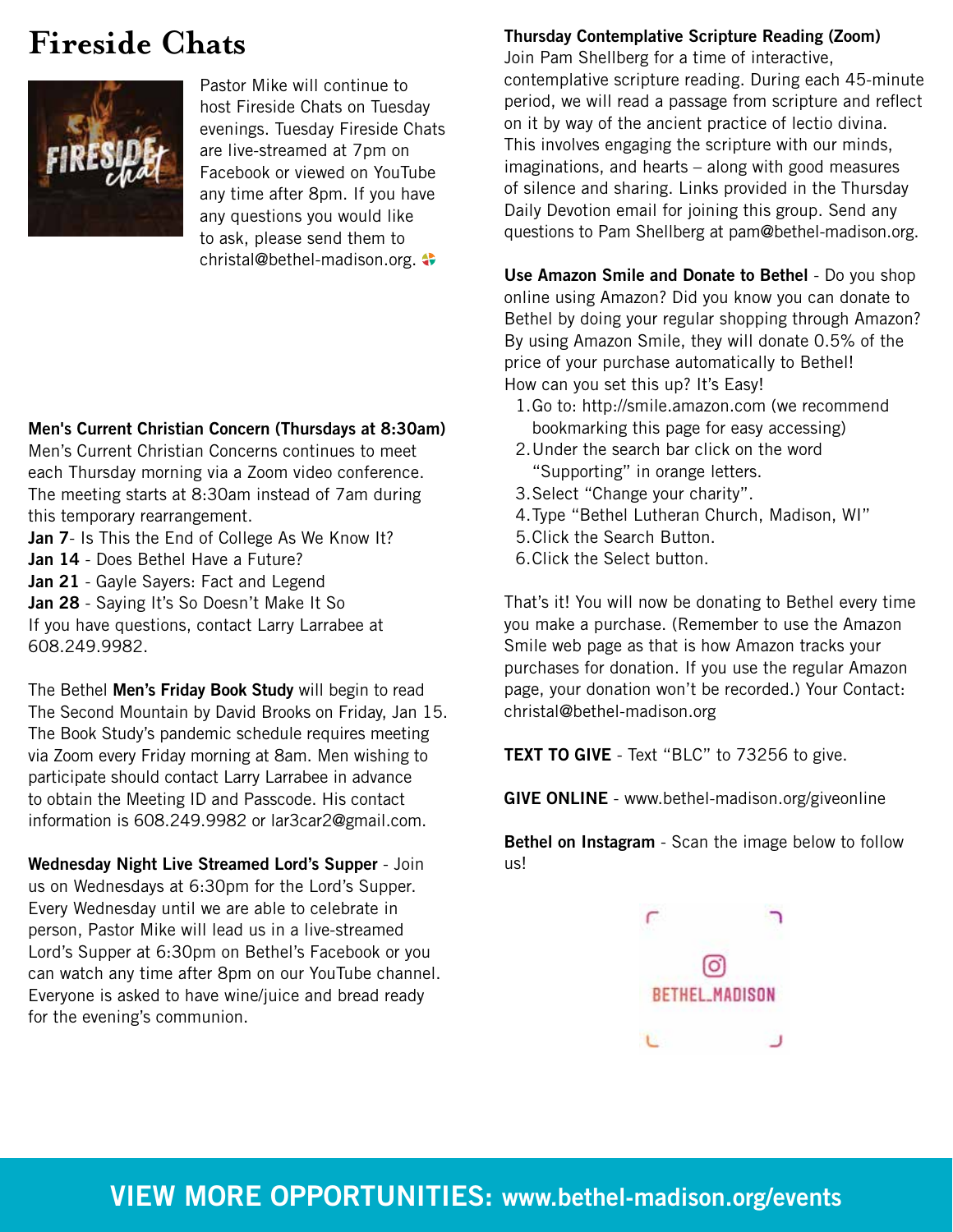# Fireside Chats

Pastor Mike will continue to host Fireside Chats on Tuesday evenings. Tuesday Fireside Chats are live-streamed at 7pm on Facebook or viewed on YouTube any time after 8pm. If you have any questions you would like to ask, please send them to christal@bethel-madison.org.

**Men's Current Christian Concern (Thursdays at 8:30am)**
Men's Current Christian Concerns continues to meet each Thursday morning via a Zoom video conference. The meeting starts at 8:30am instead of 7am during this temporary rearrangement.
**Jan 7**- Is This the End of College As We Know It?
**Jan 14** - Does Bethel Have a Future?
**Jan 21** - Gayle Sayers: Fact and Legend
**Jan 28** - Saying It's So Doesn't Make It So
If you have questions, contact Larry Larrabee at 608.249.9982.

The Bethel **Men's Friday Book Study** will begin to read The Second Mountain by David Brooks on Friday, Jan 15. The Book Study's pandemic schedule requires meeting via Zoom every Friday morning at 8am. Men wishing to participate should contact Larry Larrabee in advance to obtain the Meeting ID and Passcode. His contact information is 608.249.9982 or lar3car2@gmail.com.

**Wednesday Night Live Streamed Lord's Supper** - Join us on Wednesdays at 6:30pm for the Lord's Supper. Every Wednesday until we are able to celebrate in person, Pastor Mike will lead us in a live-streamed Lord's Supper at 6:30pm on Bethel's Facebook or you can watch any time after 8pm on our YouTube channel. Everyone is asked to have wine/juice and bread ready for the evening's communion.

**Thursday Contemplative Scripture Reading (Zoom)**
Join Pam Shellberg for a time of interactive, contemplative scripture reading. During each 45-minute period, we will read a passage from scripture and reflect on it by way of the ancient practice of lectio divina. This involves engaging the scripture with our minds, imaginations, and hearts – along with good measures of silence and sharing. Links provided in the Thursday Daily Devotion email for joining this group. Send any questions to Pam Shellberg at pam@bethel-madison.org.

**Use Amazon Smile and Donate to Bethel** - Do you shop online using Amazon? Did you know you can donate to Bethel by doing your regular shopping through Amazon? By using Amazon Smile, they will donate 0.5% of the price of your purchase automatically to Bethel!
How can you set this up? It's Easy!

1. Go to: http://smile.amazon.com (we recommend bookmarking this page for easy accessing)
2. Under the search bar click on the word "Supporting" in orange letters.
3. Select "Change your charity".
4. Type "Bethel Lutheran Church, Madison, WI"
5. Click the Search Button.
6. Click the Select button.

That's it! You will now be donating to Bethel every time you make a purchase. (Remember to use the Amazon Smile web page as that is how Amazon tracks your purchases for donation. If you use the regular Amazon page, your donation won't be recorded.) Your Contact: christal@bethel-madison.org

**TEXT TO GIVE** - Text "BLC" to 73256 to give.

**GIVE ONLINE** - www.bethel-madison.org/giveonline

**Bethel on Instagram** - Scan the image below to follow us!

BETHEL_MADISON

**VIEW MORE OPPORTUNITIES: www.bethel-madison.org/events**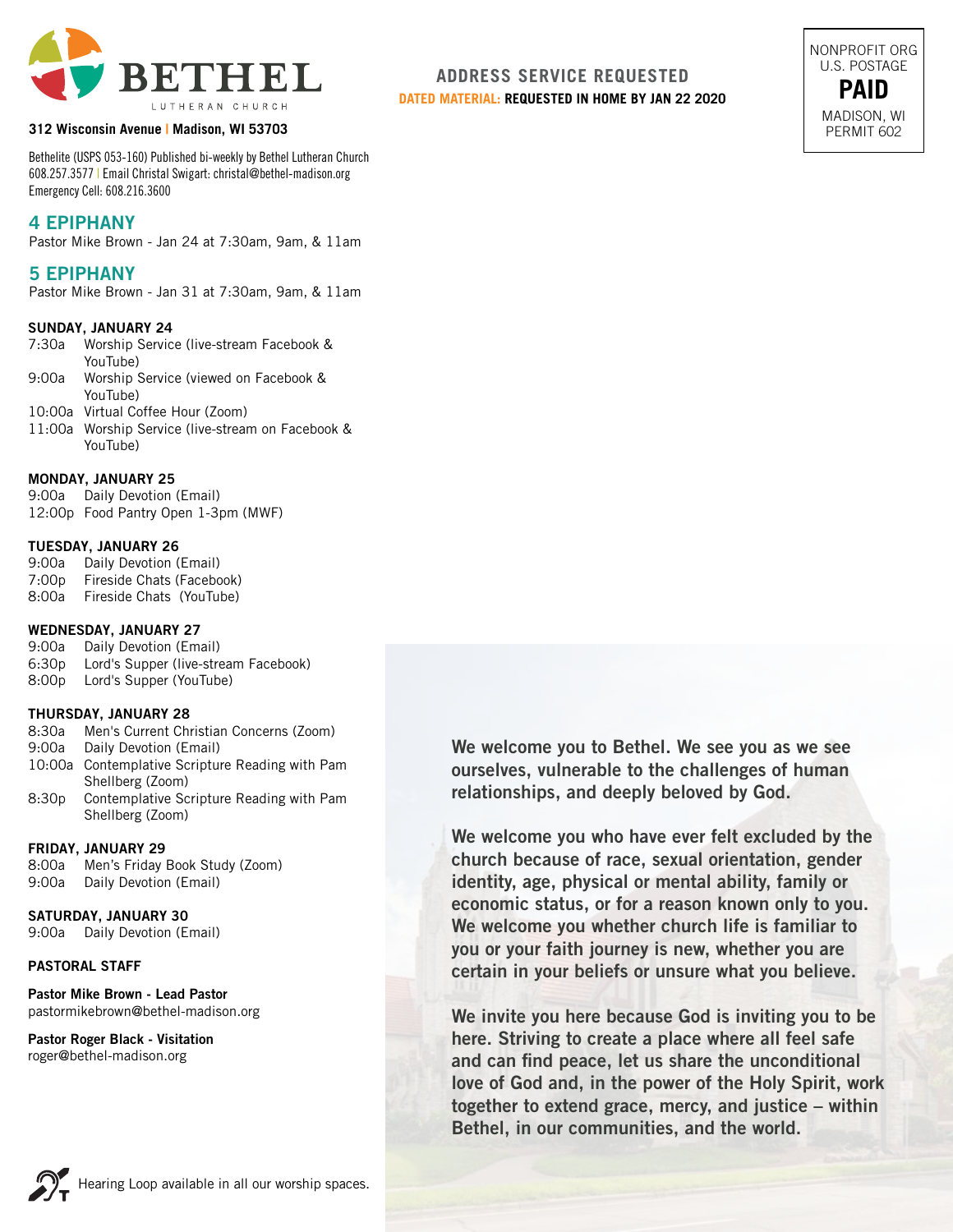# BETHEL

LUTHERAN CHURCH

**312 Wisconsin Avenue | Madison, WI 53703**

Bethelite (USPS 053-160) Published bi-weekly by Bethel Lutheran Church
608.257.3577 | Email Christal Swigart: christal@bethel-madison.org
Emergency Cell: 608.216.3600

**ADDRESS SERVICE REQUESTED**
**DATED MATERIAL: REQUESTED IN HOME BY JAN 22 2020**

NONPROFIT ORG
U.S. POSTAGE
**PAID**
MADISON, WI
PERMIT 602

## 4 EPIPHANY

Pastor Mike Brown - Jan 24 at 7:30am, 9am, & 11am

## 5 EPIPHANY

Pastor Mike Brown - Jan 31 at 7:30am, 9am, & 11am

### SUNDAY, JANUARY 24

- 7:30a Worship Service (live-stream Facebook & YouTube)
- 9:00a Worship Service (viewed on Facebook & YouTube)
- 10:00a Virtual Coffee Hour (Zoom)
- 11:00a Worship Service (live-stream on Facebook & YouTube)

### MONDAY, JANUARY 25

- 9:00a Daily Devotion (Email)
- 12:00p Food Pantry Open 1-3pm (MWF)

### TUESDAY, JANUARY 26

- 9:00a Daily Devotion (Email)
- 7:00p Fireside Chats (Facebook)
- 8:00a Fireside Chats (YouTube)

### WEDNESDAY, JANUARY 27

- 9:00a Daily Devotion (Email)
- 6:30p Lord's Supper (live-stream Facebook)
- 8:00p Lord's Supper (YouTube)

### THURSDAY, JANUARY 28

- 8:30a Men's Current Christian Concerns (Zoom)
- 9:00a Daily Devotion (Email)
- 10:00a Contemplative Scripture Reading with Pam Shellberg (Zoom)
- 8:30p Contemplative Scripture Reading with Pam Shellberg (Zoom)

### FRIDAY, JANUARY 29

- 8:00a Men's Friday Book Study (Zoom)
- 9:00a Daily Devotion (Email)

### SATURDAY, JANUARY 30

- 9:00a Daily Devotion (Email)

### PASTORAL STAFF

**Pastor Mike Brown - Lead Pastor**
pastormikebrown@bethel-madison.org

**Pastor Roger Black - Visitation**
roger@bethel-madison.org

Hearing Loop available in all our worship spaces.

**We welcome you to Bethel. We see you as we see ourselves, vulnerable to the challenges of human relationships, and deeply beloved by God.**

**We welcome you who have ever felt excluded by the church because of race, sexual orientation, gender identity, age, physical or mental ability, family or economic status, or for a reason known only to you. We welcome you whether church life is familiar to you or your faith journey is new, whether you are certain in your beliefs or unsure what you believe.**

**We invite you here because God is inviting you to be here. Striving to create a place where all feel safe and can find peace, let us share the unconditional love of God and, in the power of the Holy Spirit, work together to extend grace, mercy, and justice – within Bethel, in our communities, and the world.**